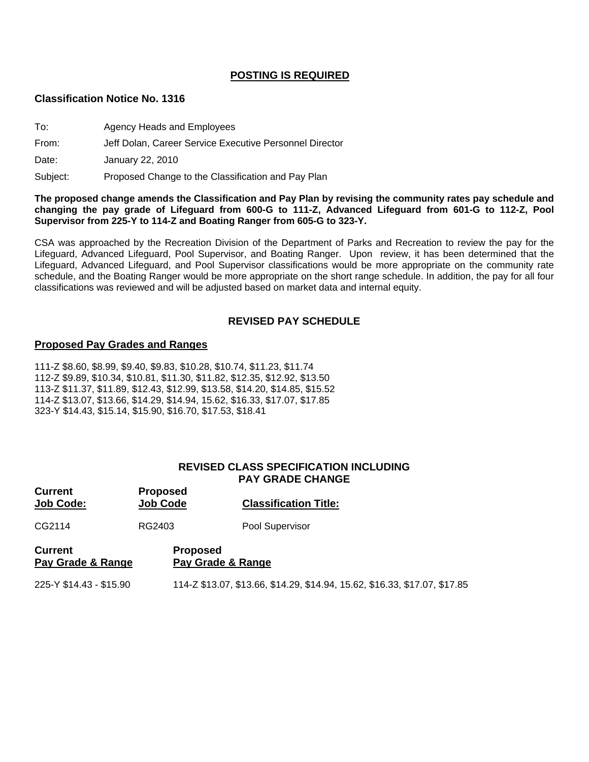## POSTING IS REQUIRED

**Classification Notice No. 1316**

To: Agency Heads and Employees

From: Jeff Dolan, Career Service Executive Personnel Director

Date: January 22, 2010

Subject: Proposed Change to the Classification and Pay Plan

**The proposed change amends the Classification and Pay Plan by revising the community rates pay schedule and changing the pay grade of Lifeguard from 600-G to 111-Z, Advanced Lifeguard from 601-G to 112-Z, Pool Supervisor from 225-Y to 114-Z and Boating Ranger from 605-G to 323-Y.**

CSA was approached by the Recreation Division of the Department of Parks and Recreation to review the pay for the Lifeguard, Advanced Lifeguard, Pool Supervisor, and Boating Ranger. Upon review, it has been determined that the Lifeguard, Advanced Lifeguard, and Pool Supervisor classifications would be more appropriate on the community rate schedule, and the Boating Ranger would be more appropriate on the short range schedule. In addition, the pay for all four classifications was reviewed and will be adjusted based on market data and internal equity.

## REVISED PAY SCHEDULE

### Proposed Pay Grades and Ranges

111-Z $8.60, $8.99, $9.40, $9.83, $10.28, $10.74, $11.23, $11.74
112-Z $9.89, $10.34, $10.81, $11.30, $11.82, $12.35, $12.92, $13.50
113-Z $11.37, $11.89, $12.43, $12.99, $13.58, $14.20, $14.85, $15.52
114-Z $13.07, $13.66, $14.29, $14.94, 15.62, $16.33, $17.07, $17.85
323-Y $14.43, $15.14, $15.90, $16.70, $17.53, $18.41

## REVISED CLASS SPECIFICATION INCLUDING PAY GRADE CHANGE

| Current Job Code: | Proposed Job Code | Classification Title: |
|---|---|---|
| CG2114 | RG2403 | Pool Supervisor |

| Current Pay Grade & Range | Proposed Pay Grade & Range |
|---|---|
| 225-Y $14.43 - $15.90 | 114-Z $13.07, $13.66, $14.29, $14.94, 15.62, $16.33, $17.07, $17.85 |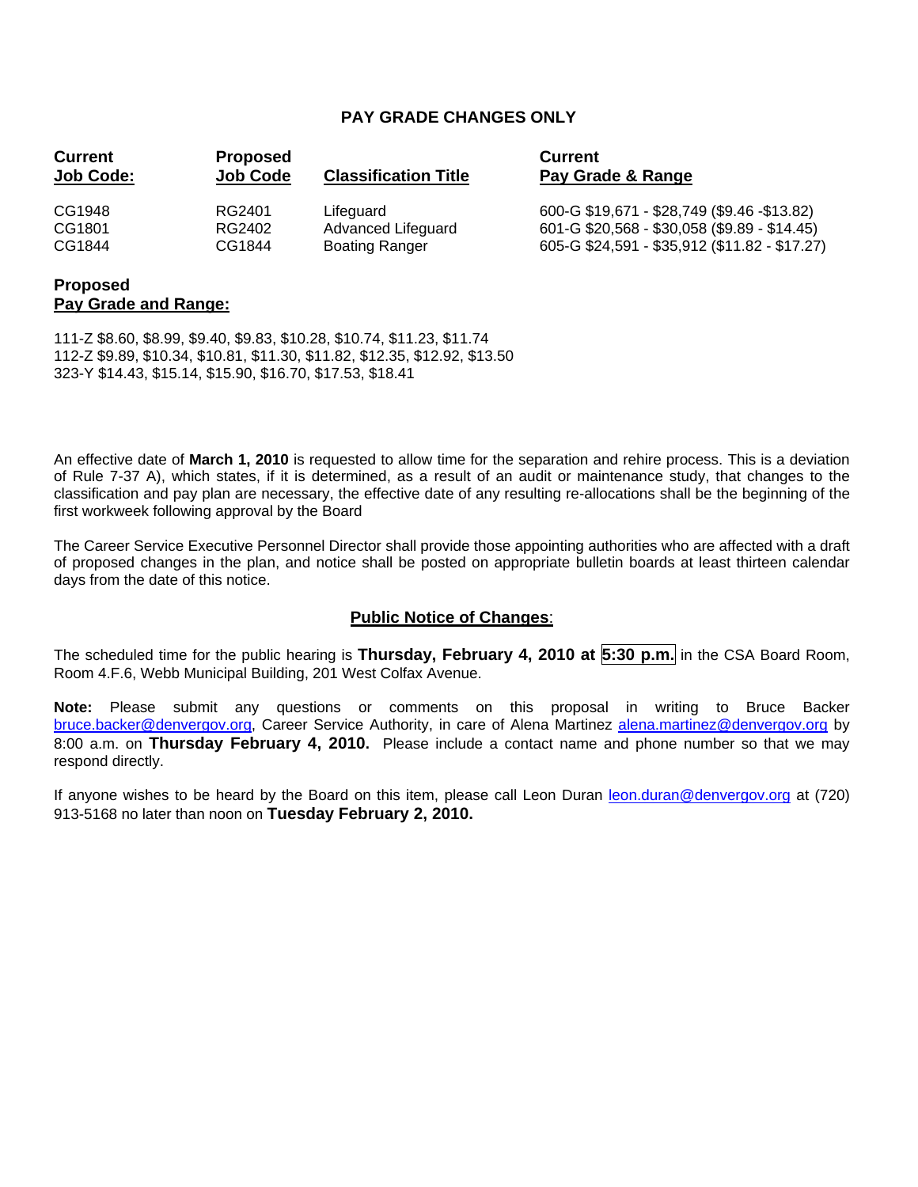## PAY GRADE CHANGES ONLY

| Current Job Code: | Proposed Job Code | Classification Title | Current Pay Grade & Range |
|---|---|---|---|
| CG1948 | RG2401 | Lifeguard | 600-G $19,671 - $28,749 ($9.46 -$13.82) |
| CG1801 | RG2402 | Advanced Lifeguard | 601-G $20,568 - $30,058 ($9.89 - $14.45) |
| CG1844 | CG1844 | Boating Ranger | 605-G $24,591 - $35,912 ($11.82 - $17.27) |

**Proposed**
**Pay Grade and Range:**

111-Z $8.60, $8.99, $9.40, $9.83, $10.28, $10.74, $11.23, $11.74
112-Z $9.89, $10.34, $10.81, $11.30, $11.82, $12.35, $12.92, $13.50
323-Y $14.43, $15.14, $15.90, $16.70, $17.53, $18.41

An effective date of **March 1, 2010** is requested to allow time for the separation and rehire process. This is a deviation of Rule 7-37 A), which states, if it is determined, as a result of an audit or maintenance study, that changes to the classification and pay plan are necessary, the effective date of any resulting re-allocations shall be the beginning of the first workweek following approval by the Board

The Career Service Executive Personnel Director shall provide those appointing authorities who are affected with a draft of proposed changes in the plan, and notice shall be posted on appropriate bulletin boards at least thirteen calendar days from the date of this notice.

### Public Notice of Changes:

The scheduled time for the public hearing is **Thursday, February 4, 2010 at 5:30 p.m.** in the CSA Board Room, Room 4.F.6, Webb Municipal Building, 201 West Colfax Avenue.

**Note:** Please submit any questions or comments on this proposal in writing to Bruce Backer bruce.backer@denvergov.org, Career Service Authority, in care of Alena Martinez alena.martinez@denvergov.org by 8:00 a.m. on **Thursday February 4, 2010.** Please include a contact name and phone number so that we may respond directly.

If anyone wishes to be heard by the Board on this item, please call Leon Duran leon.duran@denvergov.org at (720) 913-5168 no later than noon on **Tuesday February 2, 2010.**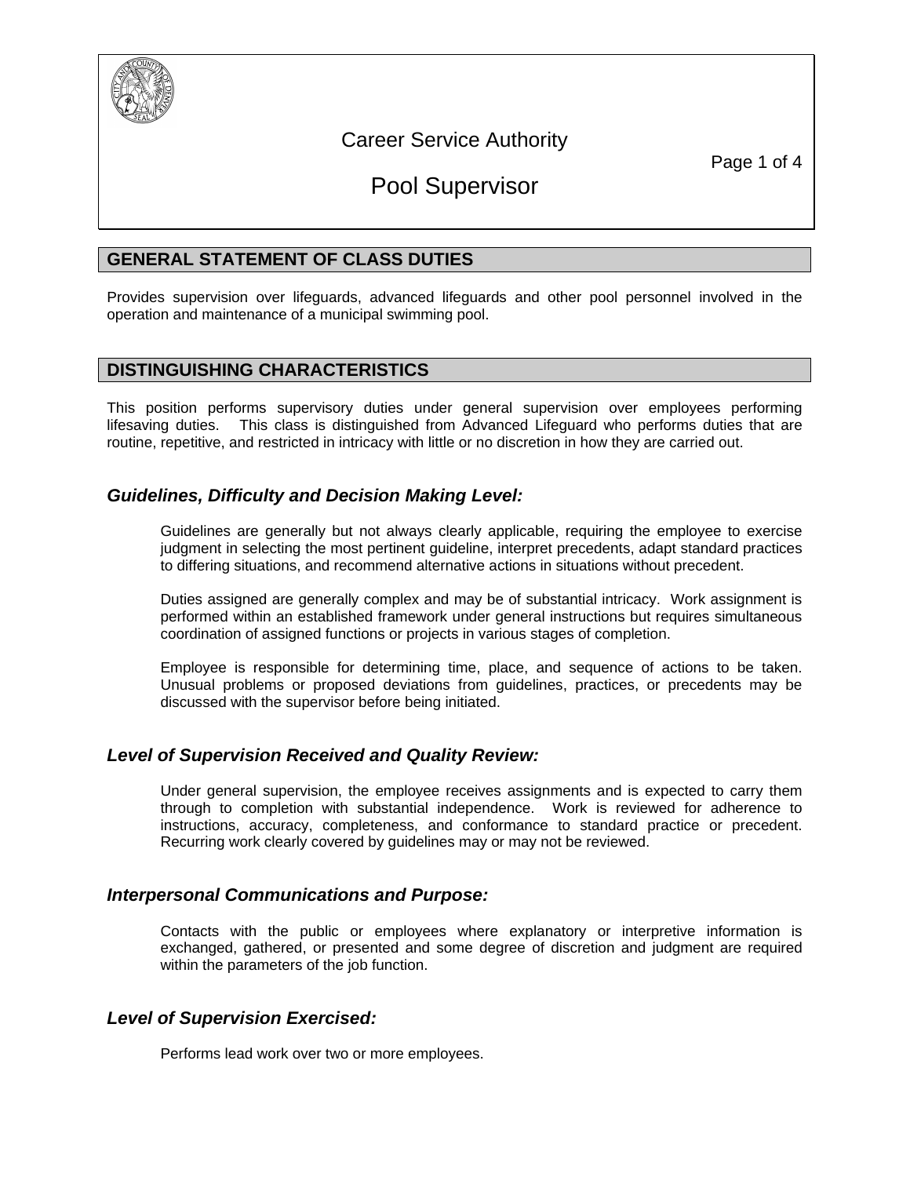# Career Service Authority

# Pool Supervisor

## GENERAL STATEMENT OF CLASS DUTIES

Provides supervision over lifeguards, advanced lifeguards and other pool personnel involved in the operation and maintenance of a municipal swimming pool.

## DISTINGUISHING CHARACTERISTICS

This position performs supervisory duties under general supervision over employees performing lifesaving duties. This class is distinguished from Advanced Lifeguard who performs duties that are routine, repetitive, and restricted in intricacy with little or no discretion in how they are carried out.

### *Guidelines, Difficulty and Decision Making Level:*

Guidelines are generally but not always clearly applicable, requiring the employee to exercise judgment in selecting the most pertinent guideline, interpret precedents, adapt standard practices to differing situations, and recommend alternative actions in situations without precedent.

Duties assigned are generally complex and may be of substantial intricacy. Work assignment is performed within an established framework under general instructions but requires simultaneous coordination of assigned functions or projects in various stages of completion.

Employee is responsible for determining time, place, and sequence of actions to be taken. Unusual problems or proposed deviations from guidelines, practices, or precedents may be discussed with the supervisor before being initiated.

### *Level of Supervision Received and Quality Review:*

Under general supervision, the employee receives assignments and is expected to carry them through to completion with substantial independence. Work is reviewed for adherence to instructions, accuracy, completeness, and conformance to standard practice or precedent. Recurring work clearly covered by guidelines may or may not be reviewed.

### *Interpersonal Communications and Purpose:*

Contacts with the public or employees where explanatory or interpretive information is exchanged, gathered, or presented and some degree of discretion and judgment are required within the parameters of the job function.

### *Level of Supervision Exercised:*

Performs lead work over two or more employees.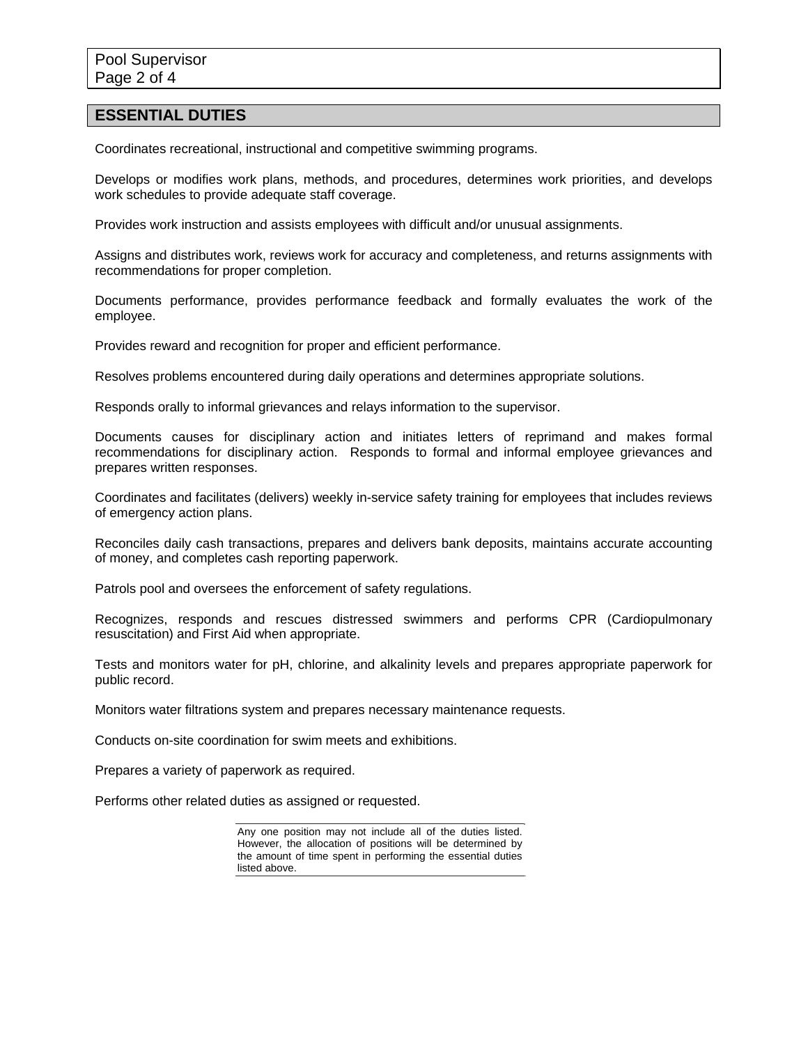## ESSENTIAL DUTIES

Coordinates recreational, instructional and competitive swimming programs.

Develops or modifies work plans, methods, and procedures, determines work priorities, and develops work schedules to provide adequate staff coverage.

Provides work instruction and assists employees with difficult and/or unusual assignments.

Assigns and distributes work, reviews work for accuracy and completeness, and returns assignments with recommendations for proper completion.

Documents performance, provides performance feedback and formally evaluates the work of the employee.

Provides reward and recognition for proper and efficient performance.

Resolves problems encountered during daily operations and determines appropriate solutions.

Responds orally to informal grievances and relays information to the supervisor.

Documents causes for disciplinary action and initiates letters of reprimand and makes formal recommendations for disciplinary action. Responds to formal and informal employee grievances and prepares written responses.

Coordinates and facilitates (delivers) weekly in-service safety training for employees that includes reviews of emergency action plans.

Reconciles daily cash transactions, prepares and delivers bank deposits, maintains accurate accounting of money, and completes cash reporting paperwork.

Patrols pool and oversees the enforcement of safety regulations.

Recognizes, responds and rescues distressed swimmers and performs CPR (Cardiopulmonary resuscitation) and First Aid when appropriate.

Tests and monitors water for pH, chlorine, and alkalinity levels and prepares appropriate paperwork for public record.

Monitors water filtrations system and prepares necessary maintenance requests.

Conducts on-site coordination for swim meets and exhibitions.

Prepares a variety of paperwork as required.

Performs other related duties as assigned or requested.

Any one position may not include all of the duties listed. However, the allocation of positions will be determined by the amount of time spent in performing the essential duties listed above.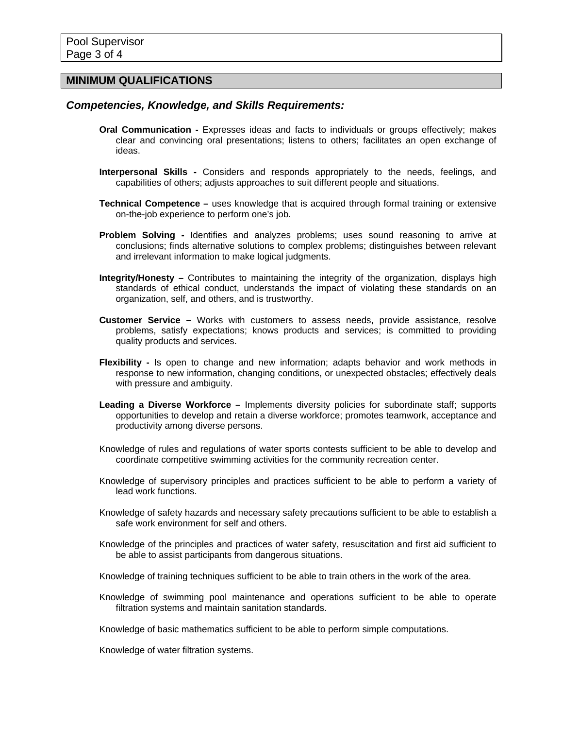## MINIMUM QUALIFICATIONS

### *Competencies, Knowledge, and Skills Requirements:*

**Oral Communication -** Expresses ideas and facts to individuals or groups effectively; makes clear and convincing oral presentations; listens to others; facilitates an open exchange of ideas.

**Interpersonal Skills -** Considers and responds appropriately to the needs, feelings, and capabilities of others; adjusts approaches to suit different people and situations.

**Technical Competence –** uses knowledge that is acquired through formal training or extensive on-the-job experience to perform one's job.

**Problem Solving -** Identifies and analyzes problems; uses sound reasoning to arrive at conclusions; finds alternative solutions to complex problems; distinguishes between relevant and irrelevant information to make logical judgments.

**Integrity/Honesty –** Contributes to maintaining the integrity of the organization, displays high standards of ethical conduct, understands the impact of violating these standards on an organization, self, and others, and is trustworthy.

**Customer Service –** Works with customers to assess needs, provide assistance, resolve problems, satisfy expectations; knows products and services; is committed to providing quality products and services.

**Flexibility -** Is open to change and new information; adapts behavior and work methods in response to new information, changing conditions, or unexpected obstacles; effectively deals with pressure and ambiguity.

**Leading a Diverse Workforce –** Implements diversity policies for subordinate staff; supports opportunities to develop and retain a diverse workforce; promotes teamwork, acceptance and productivity among diverse persons.

Knowledge of rules and regulations of water sports contests sufficient to be able to develop and coordinate competitive swimming activities for the community recreation center.

Knowledge of supervisory principles and practices sufficient to be able to perform a variety of lead work functions.

Knowledge of safety hazards and necessary safety precautions sufficient to be able to establish a safe work environment for self and others.

Knowledge of the principles and practices of water safety, resuscitation and first aid sufficient to be able to assist participants from dangerous situations.

Knowledge of training techniques sufficient to be able to train others in the work of the area.

Knowledge of swimming pool maintenance and operations sufficient to be able to operate filtration systems and maintain sanitation standards.

Knowledge of basic mathematics sufficient to be able to perform simple computations.

Knowledge of water filtration systems.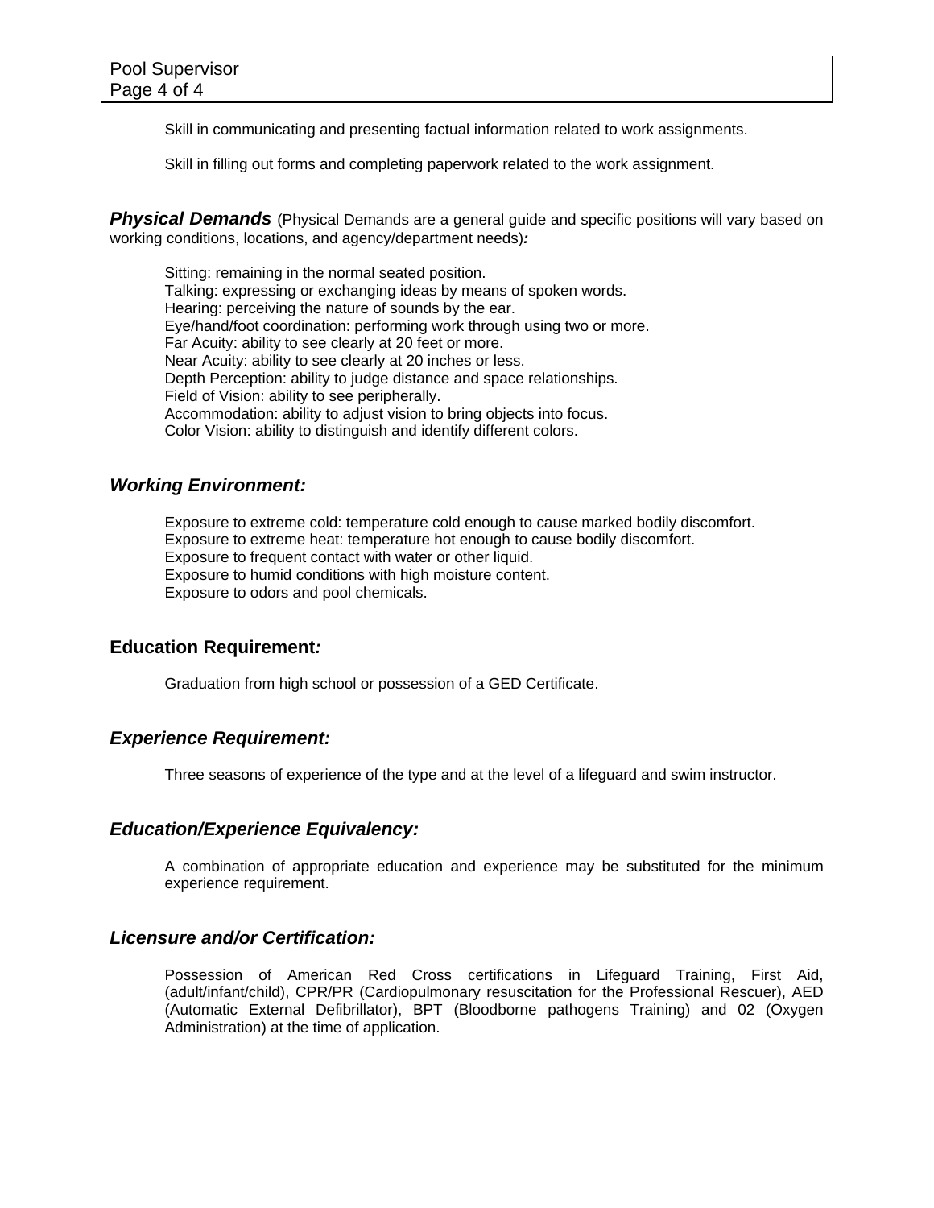Skill in communicating and presenting factual information related to work assignments.

Skill in filling out forms and completing paperwork related to the work assignment.

### ***Physical Demands*** (Physical Demands are a general guide and specific positions will vary based on working conditions, locations, and agency/department needs)*:*

Sitting: remaining in the normal seated position.
Talking: expressing or exchanging ideas by means of spoken words.
Hearing: perceiving the nature of sounds by the ear.
Eye/hand/foot coordination: performing work through using two or more.
Far Acuity: ability to see clearly at 20 feet or more.
Near Acuity: ability to see clearly at 20 inches or less.
Depth Perception: ability to judge distance and space relationships.
Field of Vision: ability to see peripherally.
Accommodation: ability to adjust vision to bring objects into focus.
Color Vision: ability to distinguish and identify different colors.

### ***Working Environment:***

Exposure to extreme cold: temperature cold enough to cause marked bodily discomfort.
Exposure to extreme heat: temperature hot enough to cause bodily discomfort.
Exposure to frequent contact with water or other liquid.
Exposure to humid conditions with high moisture content.
Exposure to odors and pool chemicals.

### **Education Requirement*:***

Graduation from high school or possession of a GED Certificate.

### ***Experience Requirement:***

Three seasons of experience of the type and at the level of a lifeguard and swim instructor.

### ***Education/Experience Equivalency:***

A combination of appropriate education and experience may be substituted for the minimum experience requirement.

### ***Licensure and/or Certification:***

Possession of American Red Cross certifications in Lifeguard Training, First Aid, (adult/infant/child), CPR/PR (Cardiopulmonary resuscitation for the Professional Rescuer), AED (Automatic External Defibrillator), BPT (Bloodborne pathogens Training) and 02 (Oxygen Administration) at the time of application.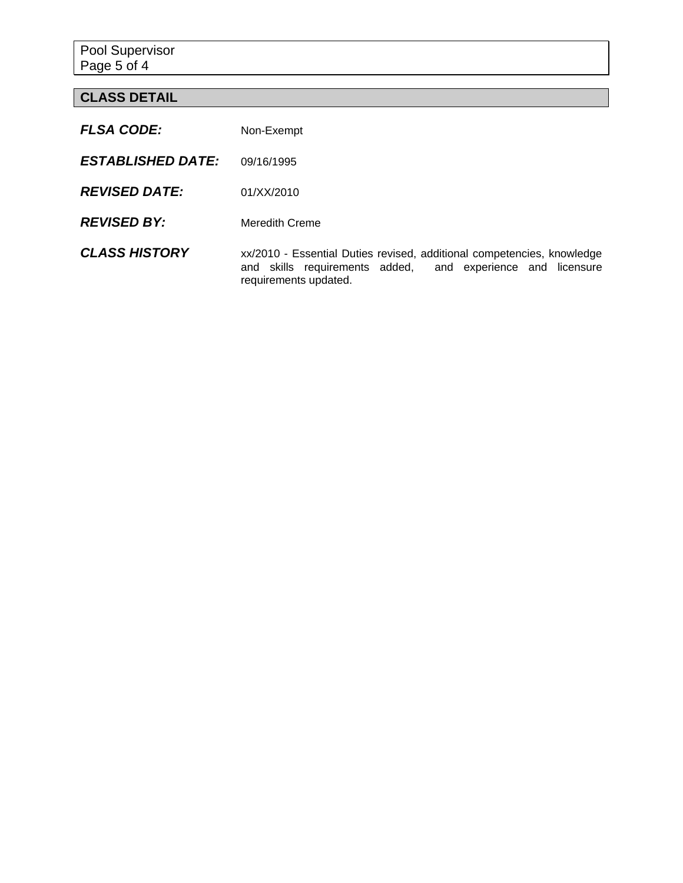## CLASS DETAIL

***FLSA CODE:*** Non-Exempt

***ESTABLISHED DATE:*** 09/16/1995

***REVISED DATE:*** 01/XX/2010

***REVISED BY:*** Meredith Creme

***CLASS HISTORY*** xx/2010 - Essential Duties revised, additional competencies, knowledge and skills requirements added, and experience and licensure requirements updated.